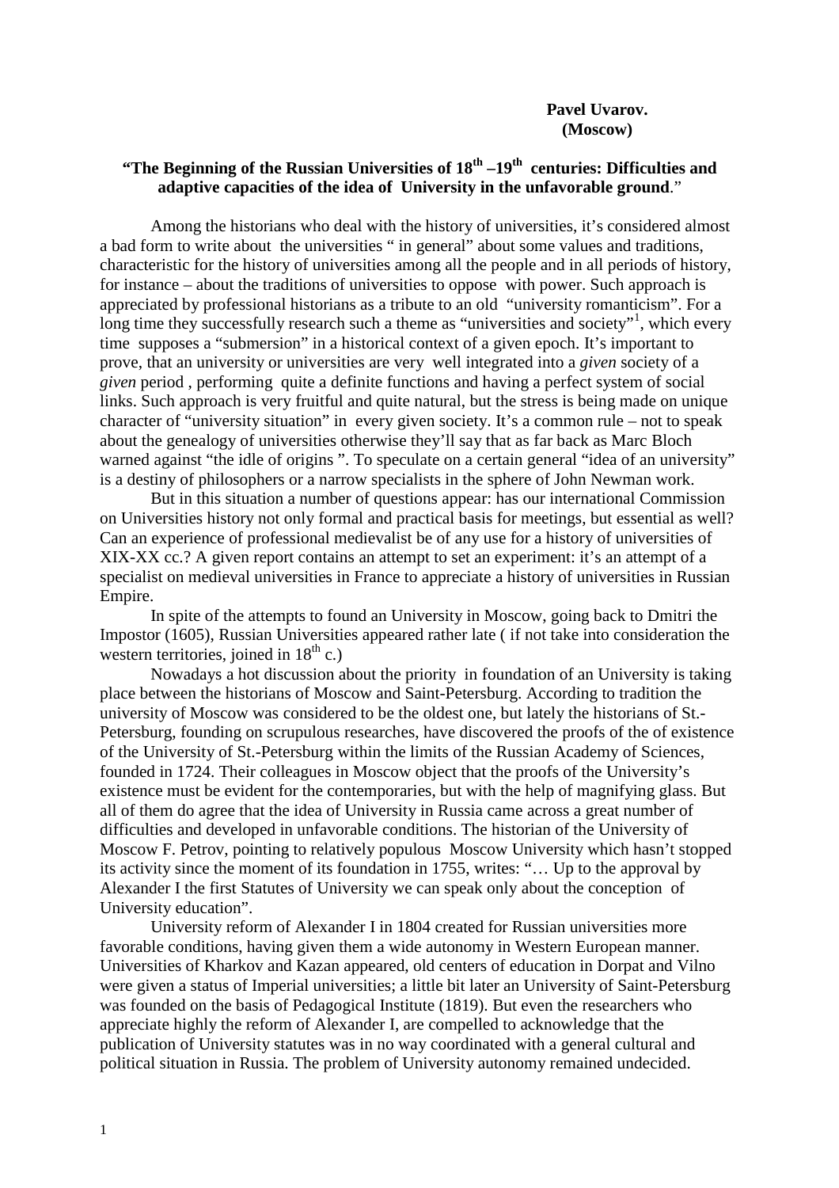**Pavel Uvarov.**
**(Moscow)**

## "The Beginning of the Russian Universities of 18th –19th centuries: Difficulties and adaptive capacities of the idea of University in the unfavorable ground."

Among the historians who deal with the history of universities, it's considered almost a bad form to write about the universities " in general" about some values and traditions, characteristic for the history of universities among all the people and in all periods of history, for instance – about the traditions of universities to oppose with power. Such approach is appreciated by professional historians as a tribute to an old "university romanticism". For a long time they successfully research such a theme as "universities and society"[1], which every time supposes a "submersion" in a historical context of a given epoch. It's important to prove, that an university or universities are very well integrated into a *given* society of a *given* period , performing quite a definite functions and having a perfect system of social links. Such approach is very fruitful and quite natural, but the stress is being made on unique character of "university situation" in every given society. It's a common rule – not to speak about the genealogy of universities otherwise they'll say that as far back as Marc Bloch warned against "the idle of origins ". To speculate on a certain general "idea of an university" is a destiny of philosophers or a narrow specialists in the sphere of John Newman work.

But in this situation a number of questions appear: has our international Commission on Universities history not only formal and practical basis for meetings, but essential as well? Can an experience of professional medievalist be of any use for a history of universities of XIX-XX cc.? A given report contains an attempt to set an experiment: it's an attempt of a specialist on medieval universities in France to appreciate a history of universities in Russian Empire.

In spite of the attempts to found an University in Moscow, going back to Dmitri the Impostor (1605), Russian Universities appeared rather late ( if not take into consideration the western territories, joined in 18th c.)

Nowadays a hot discussion about the priority in foundation of an University is taking place between the historians of Moscow and Saint-Petersburg. According to tradition the university of Moscow was considered to be the oldest one, but lately the historians of St.-Petersburg, founding on scrupulous researches, have discovered the proofs of the of existence of the University of St.-Petersburg within the limits of the Russian Academy of Sciences, founded in 1724. Their colleagues in Moscow object that the proofs of the University's existence must be evident for the contemporaries, but with the help of magnifying glass. But all of them do agree that the idea of University in Russia came across a great number of difficulties and developed in unfavorable conditions. The historian of the University of Moscow F. Petrov, pointing to relatively populous Moscow University which hasn't stopped its activity since the moment of its foundation in 1755, writes: "… Up to the approval by Alexander I the first Statutes of University we can speak only about the conception of University education".

University reform of Alexander I in 1804 created for Russian universities more favorable conditions, having given them a wide autonomy in Western European manner. Universities of Kharkov and Kazan appeared, old centers of education in Dorpat and Vilno were given a status of Imperial universities; a little bit later an University of Saint-Petersburg was founded on the basis of Pedagogical Institute (1819). But even the researchers who appreciate highly the reform of Alexander I, are compelled to acknowledge that the publication of University statutes was in no way coordinated with a general cultural and political situation in Russia. The problem of University autonomy remained undecided.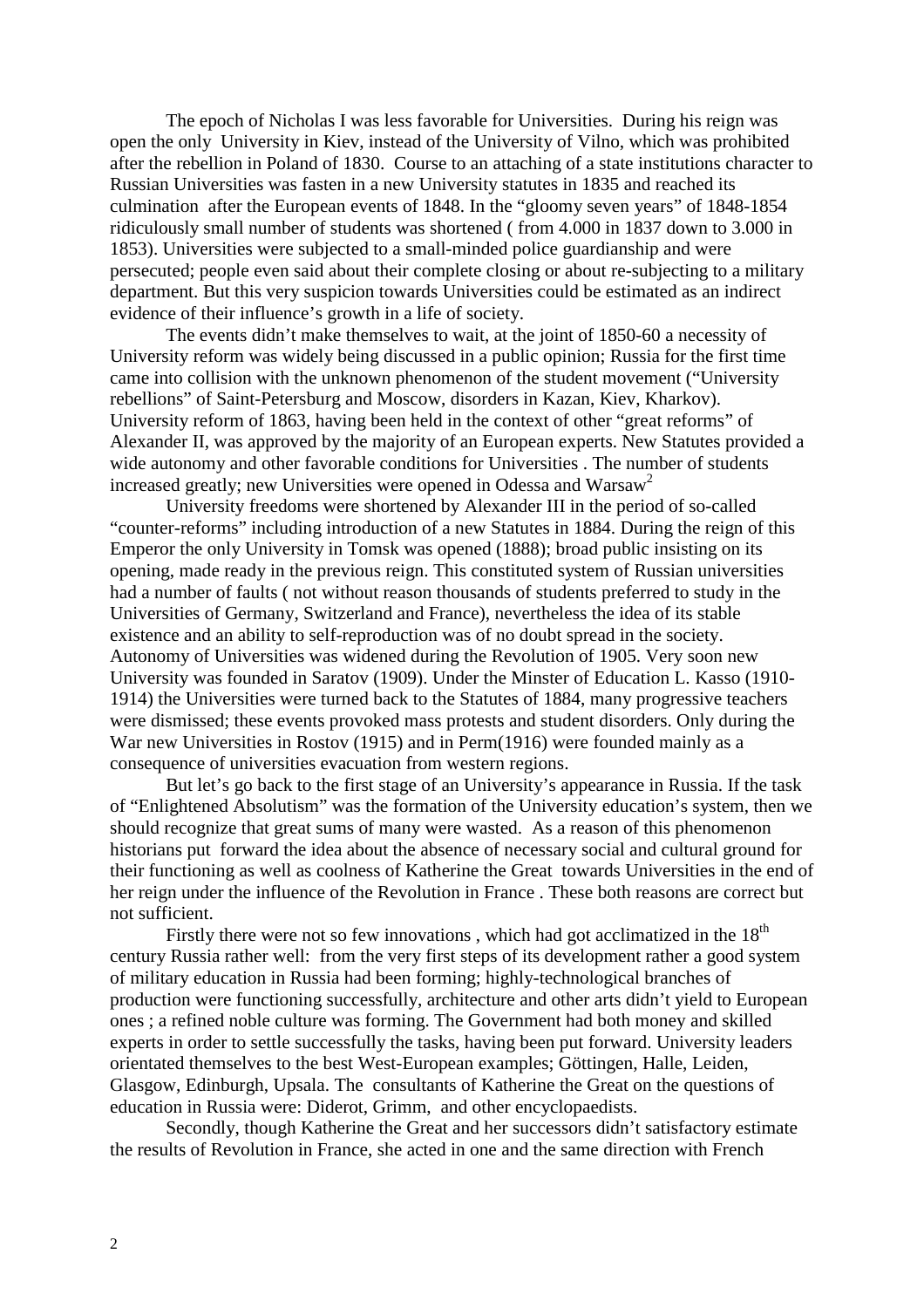The epoch of Nicholas I was less favorable for Universities. During his reign was open the only University in Kiev, instead of the University of Vilno, which was prohibited after the rebellion in Poland of 1830. Course to an attaching of a state institutions character to Russian Universities was fasten in a new University statutes in 1835 and reached its culmination after the European events of 1848. In the "gloomy seven years" of 1848-1854 ridiculously small number of students was shortened ( from 4.000 in 1837 down to 3.000 in 1853). Universities were subjected to a small-minded police guardianship and were persecuted; people even said about their complete closing or about re-subjecting to a military department. But this very suspicion towards Universities could be estimated as an indirect evidence of their influence's growth in a life of society.

The events didn't make themselves to wait, at the joint of 1850-60 a necessity of University reform was widely being discussed in a public opinion; Russia for the first time came into collision with the unknown phenomenon of the student movement ("University rebellions" of Saint-Petersburg and Moscow, disorders in Kazan, Kiev, Kharkov). University reform of 1863, having been held in the context of other "great reforms" of Alexander II, was approved by the majority of an European experts. New Statutes provided a wide autonomy and other favorable conditions for Universities . The number of students increased greatly; new Universities were opened in Odessa and Warsaw[2]

University freedoms were shortened by Alexander III in the period of so-called "counter-reforms" including introduction of a new Statutes in 1884. During the reign of this Emperor the only University in Tomsk was opened (1888); broad public insisting on its opening, made ready in the previous reign. This constituted system of Russian universities had a number of faults ( not without reason thousands of students preferred to study in the Universities of Germany, Switzerland and France), nevertheless the idea of its stable existence and an ability to self-reproduction was of no doubt spread in the society. Autonomy of Universities was widened during the Revolution of 1905. Very soon new University was founded in Saratov (1909). Under the Minster of Education L. Kasso (1910-1914) the Universities were turned back to the Statutes of 1884, many progressive teachers were dismissed; these events provoked mass protests and student disorders. Only during the War new Universities in Rostov (1915) and in Perm(1916) were founded mainly as a consequence of universities evacuation from western regions.

But let's go back to the first stage of an University's appearance in Russia. If the task of "Enlightened Absolutism" was the formation of the University education's system, then we should recognize that great sums of many were wasted. As a reason of this phenomenon historians put forward the idea about the absence of necessary social and cultural ground for their functioning as well as coolness of Katherine the Great towards Universities in the end of her reign under the influence of the Revolution in France . These both reasons are correct but not sufficient.

Firstly there were not so few innovations , which had got acclimatized in the 18th century Russia rather well: from the very first steps of its development rather a good system of military education in Russia had been forming; highly-technological branches of production were functioning successfully, architecture and other arts didn't yield to European ones ; a refined noble culture was forming. The Government had both money and skilled experts in order to settle successfully the tasks, having been put forward. University leaders orientated themselves to the best West-European examples; Göttingen, Halle, Leiden, Glasgow, Edinburgh, Upsala. The consultants of Katherine the Great on the questions of education in Russia were: Diderot, Grimm, and other encyclopaedists.

Secondly, though Katherine the Great and her successors didn't satisfactory estimate the results of Revolution in France, she acted in one and the same direction with French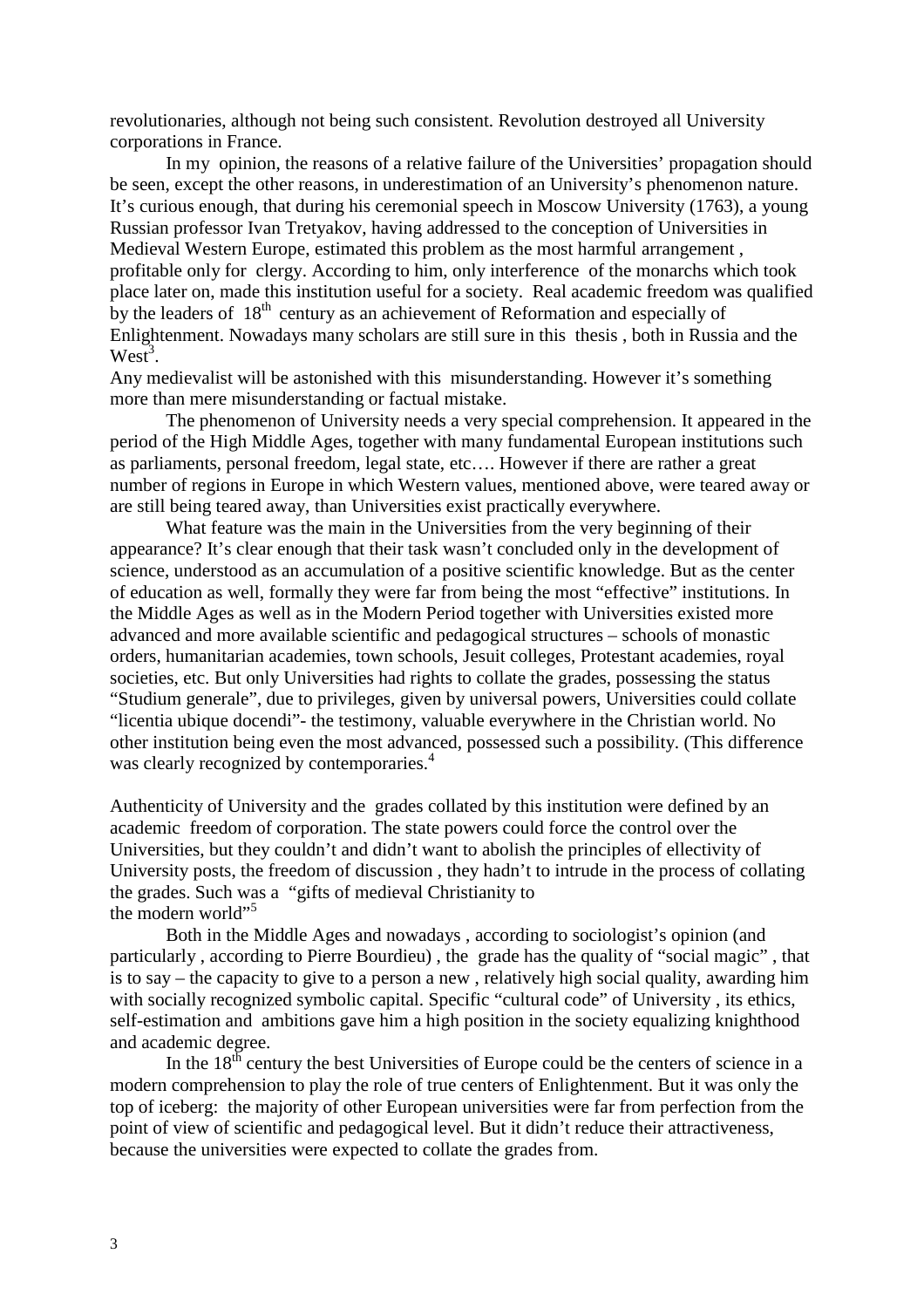revolutionaries, although not being such consistent. Revolution destroyed all University corporations in France.

In my opinion, the reasons of a relative failure of the Universities' propagation should be seen, except the other reasons, in underestimation of an University's phenomenon nature. It's curious enough, that during his ceremonial speech in Moscow University (1763), a young Russian professor Ivan Tretyakov, having addressed to the conception of Universities in Medieval Western Europe, estimated this problem as the most harmful arrangement , profitable only for clergy. According to him, only interference of the monarchs which took place later on, made this institution useful for a society. Real academic freedom was qualified by the leaders of 18th century as an achievement of Reformation and especially of Enlightenment. Nowadays many scholars are still sure in this thesis , both in Russia and the West[3].

Any medievalist will be astonished with this misunderstanding. However it's something more than mere misunderstanding or factual mistake.

The phenomenon of University needs a very special comprehension. It appeared in the period of the High Middle Ages, together with many fundamental European institutions such as parliaments, personal freedom, legal state, etc…. However if there are rather a great number of regions in Europe in which Western values, mentioned above, were teared away or are still being teared away, than Universities exist practically everywhere.

What feature was the main in the Universities from the very beginning of their appearance? It's clear enough that their task wasn't concluded only in the development of science, understood as an accumulation of a positive scientific knowledge. But as the center of education as well, formally they were far from being the most "effective" institutions. In the Middle Ages as well as in the Modern Period together with Universities existed more advanced and more available scientific and pedagogical structures – schools of monastic orders, humanitarian academies, town schools, Jesuit colleges, Protestant academies, royal societies, etc. But only Universities had rights to collate the grades, possessing the status "Studium generale", due to privileges, given by universal powers, Universities could collate "licentia ubique docendi"- the testimony, valuable everywhere in the Christian world. No other institution being even the most advanced, possessed such a possibility. (This difference was clearly recognized by contemporaries.[4]

Authenticity of University and the grades collated by this institution were defined by an academic freedom of corporation. The state powers could force the control over the Universities, but they couldn't and didn't want to abolish the principles of ellectivity of University posts, the freedom of discussion , they hadn't to intrude in the process of collating the grades. Such was a "gifts of medieval Christianity to the modern world"[5]

Both in the Middle Ages and nowadays , according to sociologist's opinion (and particularly , according to Pierre Bourdieu) , the grade has the quality of "social magic" , that is to say – the capacity to give to a person a new , relatively high social quality, awarding him with socially recognized symbolic capital. Specific "cultural code" of University , its ethics, self-estimation and ambitions gave him a high position in the society equalizing knighthood and academic degree.

In the 18th century the best Universities of Europe could be the centers of science in a modern comprehension to play the role of true centers of Enlightenment. But it was only the top of iceberg: the majority of other European universities were far from perfection from the point of view of scientific and pedagogical level. But it didn't reduce their attractiveness, because the universities were expected to collate the grades from.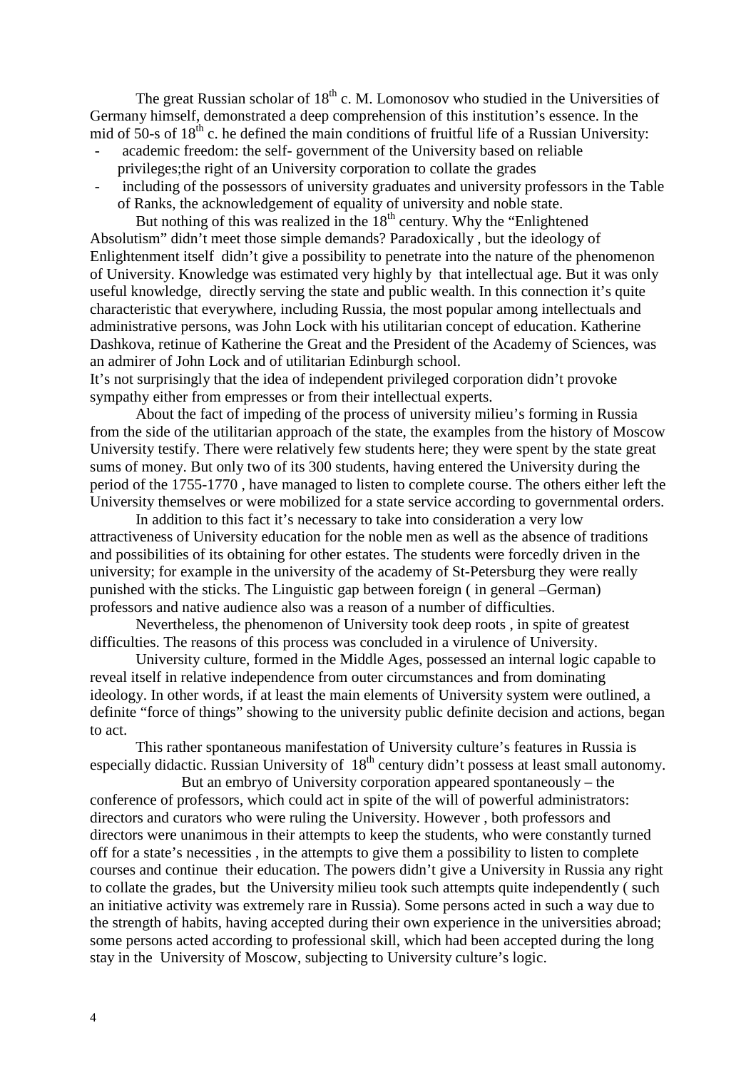The great Russian scholar of $18^{th}$ c. M. Lomonosov who studied in the Universities of Germany himself, demonstrated a deep comprehension of this institution's essence. In the mid of 50-s of $18^{th}$ c. he defined the main conditions of fruitful life of a Russian University:

- academic freedom: the self- government of the University based on reliable privileges;the right of an University corporation to collate the grades
- including of the possessors of university graduates and university professors in the Table of Ranks, the acknowledgement of equality of university and noble state.

But nothing of this was realized in the $18^{th}$ century. Why the "Enlightened Absolutism" didn't meet those simple demands? Paradoxically , but the ideology of Enlightenment itself didn't give a possibility to penetrate into the nature of the phenomenon of University. Knowledge was estimated very highly by that intellectual age. But it was only useful knowledge, directly serving the state and public wealth. In this connection it's quite characteristic that everywhere, including Russia, the most popular among intellectuals and administrative persons, was John Lock with his utilitarian concept of education. Katherine Dashkova, retinue of Katherine the Great and the President of the Academy of Sciences, was an admirer of John Lock and of utilitarian Edinburgh school.
It's not surprisingly that the idea of independent privileged corporation didn't provoke sympathy either from empresses or from their intellectual experts.

About the fact of impeding of the process of university milieu's forming in Russia from the side of the utilitarian approach of the state, the examples from the history of Moscow University testify. There were relatively few students here; they were spent by the state great sums of money. But only two of its 300 students, having entered the University during the period of the 1755-1770 , have managed to listen to complete course. The others either left the University themselves or were mobilized for a state service according to governmental orders.

In addition to this fact it's necessary to take into consideration a very low attractiveness of University education for the noble men as well as the absence of traditions and possibilities of its obtaining for other estates. The students were forcedly driven in the university; for example in the university of the academy of St-Petersburg they were really punished with the sticks. The Linguistic gap between foreign ( in general –German) professors and native audience also was a reason of a number of difficulties.

Nevertheless, the phenomenon of University took deep roots , in spite of greatest difficulties. The reasons of this process was concluded in a virulence of University.

University culture, formed in the Middle Ages, possessed an internal logic capable to reveal itself in relative independence from outer circumstances and from dominating ideology. In other words, if at least the main elements of University system were outlined, a definite "force of things" showing to the university public definite decision and actions, began to act.

This rather spontaneous manifestation of University culture's features in Russia is especially didactic. Russian University of $18^{th}$ century didn't possess at least small autonomy.

But an embryo of University corporation appeared spontaneously – the conference of professors, which could act in spite of the will of powerful administrators: directors and curators who were ruling the University. However , both professors and directors were unanimous in their attempts to keep the students, who were constantly turned off for a state's necessities , in the attempts to give them a possibility to listen to complete courses and continue their education. The powers didn't give a University in Russia any right to collate the grades, but the University milieu took such attempts quite independently ( such an initiative activity was extremely rare in Russia). Some persons acted in such a way due to the strength of habits, having accepted during their own experience in the universities abroad; some persons acted according to professional skill, which had been accepted during the long stay in the University of Moscow, subjecting to University culture's logic.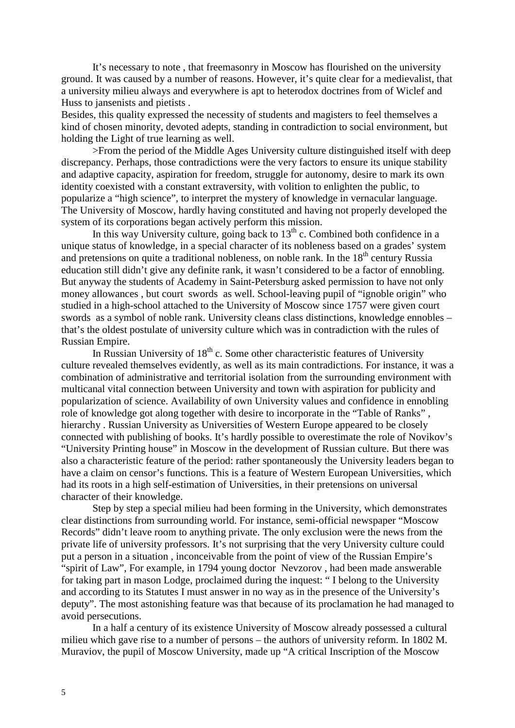It's necessary to note , that freemasonry in Moscow has flourished on the university ground. It was caused by a number of reasons. However, it's quite clear for a medievalist, that a university milieu always and everywhere is apt to heterodox doctrines from of Wiclef and Huss to jansenists and pietists .
Besides, this quality expressed the necessity of students and magisters to feel themselves a kind of chosen minority, devoted adepts, standing in contradiction to social environment, but holding the Light of true learning as well.

>From the period of the Middle Ages University culture distinguished itself with deep discrepancy. Perhaps, those contradictions were the very factors to ensure its unique stability and adaptive capacity, aspiration for freedom, struggle for autonomy, desire to mark its own identity coexisted with a constant extraversity, with volition to enlighten the public, to popularize a "high science", to interpret the mystery of knowledge in vernacular language. The University of Moscow, hardly having constituted and having not properly developed the system of its corporations began actively perform this mission.

In this way University culture, going back to 13th c. Combined both confidence in a unique status of knowledge, in a special character of its nobleness based on a grades' system and pretensions on quite a traditional nobleness, on noble rank. In the 18th century Russia education still didn't give any definite rank, it wasn't considered to be a factor of ennobling. But anyway the students of Academy in Saint-Petersburg asked permission to have not only money allowances , but court swords as well. School-leaving pupil of "ignoble origin" who studied in a high-school attached to the University of Moscow since 1757 were given court swords as a symbol of noble rank. University cleans class distinctions, knowledge ennobles – that's the oldest postulate of university culture which was in contradiction with the rules of Russian Empire.

In Russian University of 18th c. Some other characteristic features of University culture revealed themselves evidently, as well as its main contradictions. For instance, it was a combination of administrative and territorial isolation from the surrounding environment with multicanal vital connection between University and town with aspiration for publicity and popularization of science. Availability of own University values and confidence in ennobling role of knowledge got along together with desire to incorporate in the "Table of Ranks" , hierarchy . Russian University as Universities of Western Europe appeared to be closely connected with publishing of books. It's hardly possible to overestimate the role of Novikov's "University Printing house" in Moscow in the development of Russian culture. But there was also a characteristic feature of the period: rather spontaneously the University leaders began to have a claim on censor's functions. This is a feature of Western European Universities, which had its roots in a high self-estimation of Universities, in their pretensions on universal character of their knowledge.

Step by step a special milieu had been forming in the University, which demonstrates clear distinctions from surrounding world. For instance, semi-official newspaper "Moscow Records" didn't leave room to anything private. The only exclusion were the news from the private life of university professors. It's not surprising that the very University culture could put a person in a situation , inconceivable from the point of view of the Russian Empire's "spirit of Law", For example, in 1794 young doctor Nevzorov , had been made answerable for taking part in mason Lodge, proclaimed during the inquest: " I belong to the University and according to its Statutes I must answer in no way as in the presence of the University's deputy". The most astonishing feature was that because of its proclamation he had managed to avoid persecutions.

In a half a century of its existence University of Moscow already possessed a cultural milieu which gave rise to a number of persons – the authors of university reform. In 1802 M. Muraviov, the pupil of Moscow University, made up "A critical Inscription of the Moscow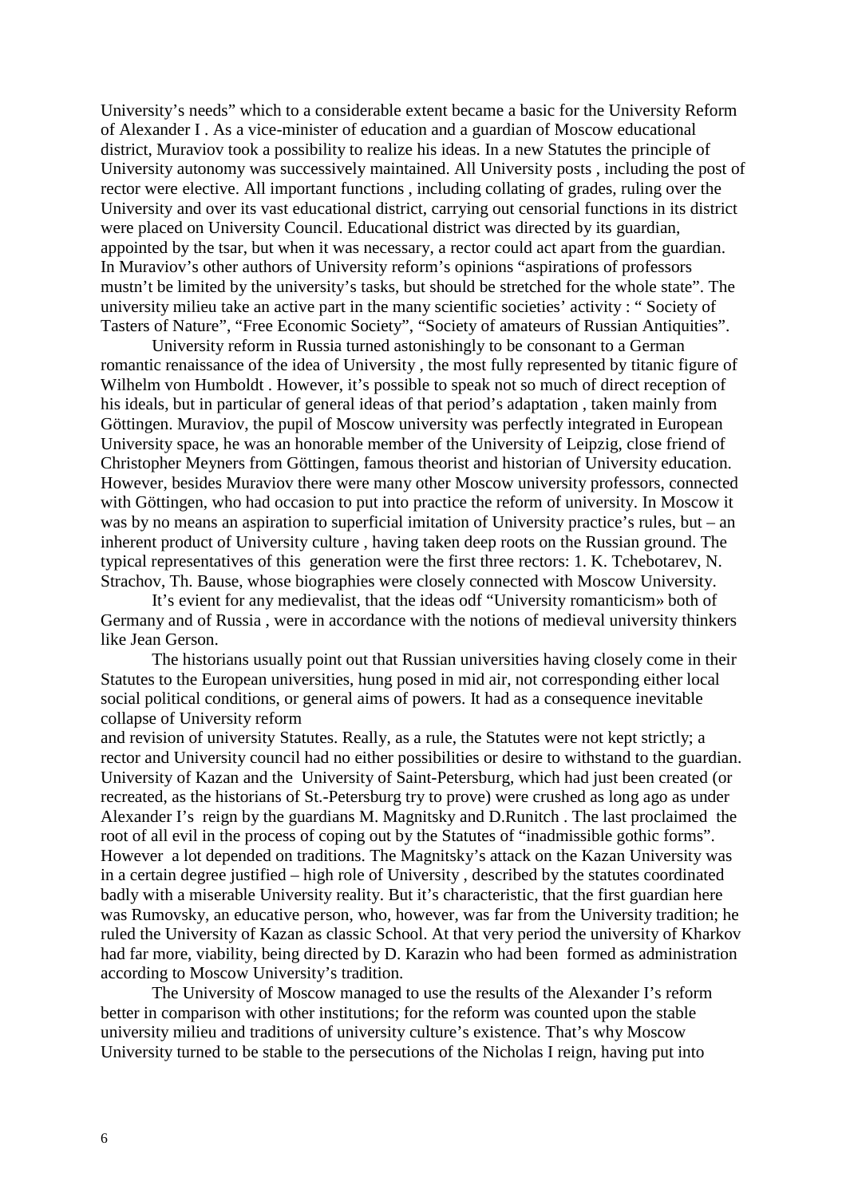University's needs" which to a considerable extent became a basic for the University Reform of Alexander I . As a vice-minister of education and a guardian of Moscow educational district, Muraviov took a possibility to realize his ideas. In a new Statutes the principle of University autonomy was successively maintained. All University posts , including the post of rector were elective. All important functions , including collating of grades, ruling over the University and over its vast educational district, carrying out censorial functions in its district were placed on University Council. Educational district was directed by its guardian, appointed by the tsar, but when it was necessary, a rector could act apart from the guardian. In Muraviov's other authors of University reform's opinions "aspirations of professors mustn't be limited by the university's tasks, but should be stretched for the whole state". The university milieu take an active part in the many scientific societies' activity : " Society of Tasters of Nature", "Free Economic Society", "Society of amateurs of Russian Antiquities".

University reform in Russia turned astonishingly to be consonant to a German romantic renaissance of the idea of University , the most fully represented by titanic figure of Wilhelm von Humboldt . However, it's possible to speak not so much of direct reception of his ideals, but in particular of general ideas of that period's adaptation , taken mainly from Göttingen. Muraviov, the pupil of Moscow university was perfectly integrated in European University space, he was an honorable member of the University of Leipzig, close friend of Christopher Meyners from Göttingen, famous theorist and historian of University education. However, besides Muraviov there were many other Moscow university professors, connected with Göttingen, who had occasion to put into practice the reform of university. In Moscow it was by no means an aspiration to superficial imitation of University practice's rules, but – an inherent product of University culture , having taken deep roots on the Russian ground. The typical representatives of this generation were the first three rectors: 1. K. Tchebotarev, N. Strachov, Th. Bause, whose biographies were closely connected with Moscow University.

It's evient for any medievalist, that the ideas odf "University romanticism» both of Germany and of Russia , were in accordance with the notions of medieval university thinkers like Jean Gerson.

The historians usually point out that Russian universities having closely come in their Statutes to the European universities, hung posed in mid air, not corresponding either local social political conditions, or general aims of powers. It had as a consequence inevitable collapse of University reform and revision of university Statutes. Really, as a rule, the Statutes were not kept strictly; a rector and University council had no either possibilities or desire to withstand to the guardian. University of Kazan and the University of Saint-Petersburg, which had just been created (or recreated, as the historians of St.-Petersburg try to prove) were crushed as long ago as under Alexander I's reign by the guardians M. Magnitsky and D.Runitch . The last proclaimed the root of all evil in the process of coping out by the Statutes of "inadmissible gothic forms". However a lot depended on traditions. The Magnitsky's attack on the Kazan University was in a certain degree justified – high role of University , described by the statutes coordinated badly with a miserable University reality. But it's characteristic, that the first guardian here was Rumovsky, an educative person, who, however, was far from the University tradition; he ruled the University of Kazan as classic School. At that very period the university of Kharkov had far more, viability, being directed by D. Karazin who had been formed as administration according to Moscow University's tradition.

The University of Moscow managed to use the results of the Alexander I's reform better in comparison with other institutions; for the reform was counted upon the stable university milieu and traditions of university culture's existence. That's why Moscow University turned to be stable to the persecutions of the Nicholas I reign, having put into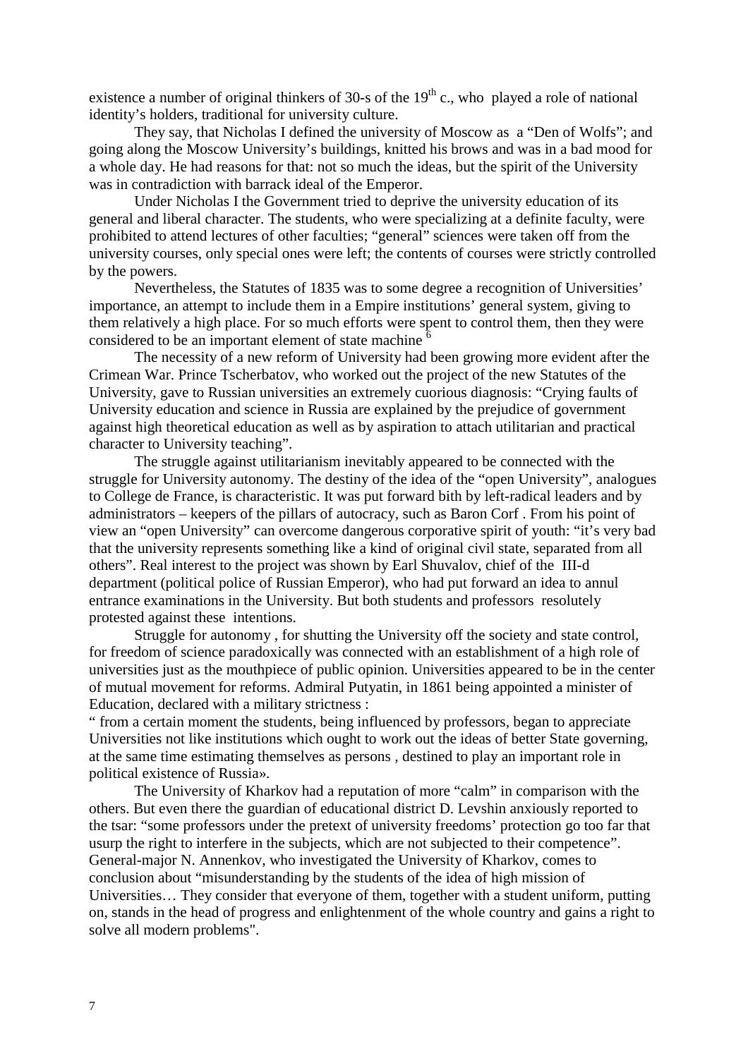existence a number of original thinkers of 30-s of the 19th c., who played a role of national identity's holders, traditional for university culture.

They say, that Nicholas I defined the university of Moscow as a "Den of Wolfs"; and going along the Moscow University's buildings, knitted his brows and was in a bad mood for a whole day. He had reasons for that: not so much the ideas, but the spirit of the University was in contradiction with barrack ideal of the Emperor.

Under Nicholas I the Government tried to deprive the university education of its general and liberal character. The students, who were specializing at a definite faculty, were prohibited to attend lectures of other faculties; "general" sciences were taken off from the university courses, only special ones were left; the contents of courses were strictly controlled by the powers.

Nevertheless, the Statutes of 1835 was to some degree a recognition of Universities' importance, an attempt to include them in a Empire institutions' general system, giving to them relatively a high place. For so much efforts were spent to control them, then they were considered to be an important element of state machine [6]

The necessity of a new reform of University had been growing more evident after the Crimean War. Prince Tscherbatov, who worked out the project of the new Statutes of the University, gave to Russian universities an extremely cuorious diagnosis: "Crying faults of University education and science in Russia are explained by the prejudice of government against high theoretical education as well as by aspiration to attach utilitarian and practical character to University teaching".

The struggle against utilitarianism inevitably appeared to be connected with the struggle for University autonomy. The destiny of the idea of the "open University", analogues to College de France, is characteristic. It was put forward bith by left-radical leaders and by administrators – keepers of the pillars of autocracy, such as Baron Corf . From his point of view an "open University" can overcome dangerous corporative spirit of youth: "it's very bad that the university represents something like a kind of original civil state, separated from all others". Real interest to the project was shown by Earl Shuvalov, chief of the III-d department (political police of Russian Emperor), who had put forward an idea to annul entrance examinations in the University. But both students and professors resolutely protested against these intentions.

Struggle for autonomy , for shutting the University off the society and state control, for freedom of science paradoxically was connected with an establishment of a high role of universities just as the mouthpiece of public opinion. Universities appeared to be in the center of mutual movement for reforms. Admiral Putyatin, in 1861 being appointed a minister of Education, declared with a military strictness :

" from a certain moment the students, being influenced by professors, began to appreciate Universities not like institutions which ought to work out the ideas of better State governing, at the same time estimating themselves as persons , destined to play an important role in political existence of Russia».

The University of Kharkov had a reputation of more "calm" in comparison with the others. But even there the guardian of educational district D. Levshin anxiously reported to the tsar: "some professors under the pretext of university freedoms' protection go too far that usurp the right to interfere in the subjects, which are not subjected to their competence". General-major N. Annenkov, who investigated the University of Kharkov, comes to conclusion about "misunderstanding by the students of the idea of high mission of Universities… They consider that everyone of them, together with a student uniform, putting on, stands in the head of progress and enlightenment of the whole country and gains a right to solve all modern problems".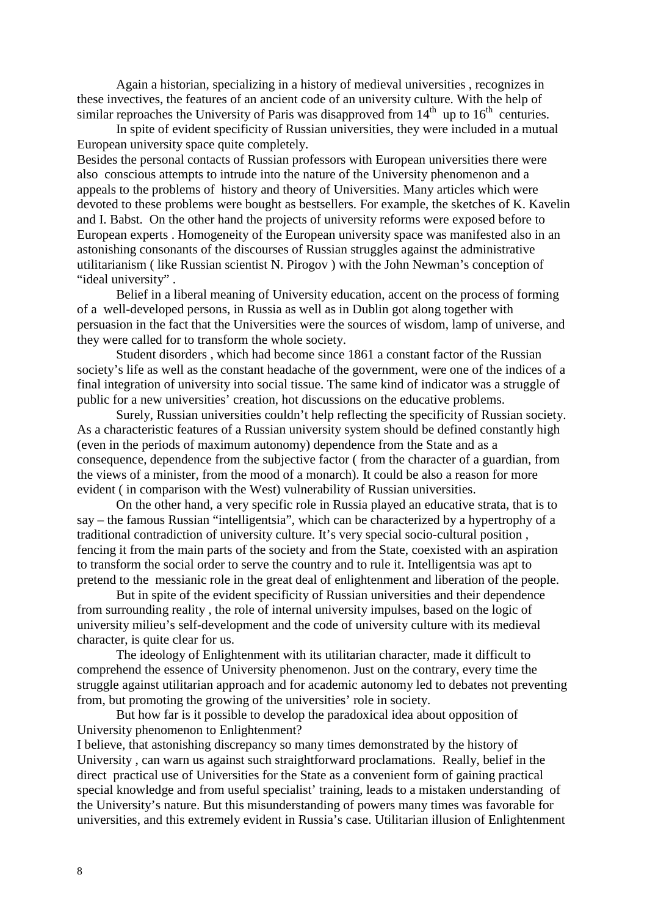Again a historian, specializing in a history of medieval universities , recognizes in these invectives, the features of an ancient code of an university culture. With the help of similar reproaches the University of Paris was disapproved from $14^{th}$ up to $16^{th}$ centuries.

In spite of evident specificity of Russian universities, they were included in a mutual European university space quite completely.

Besides the personal contacts of Russian professors with European universities there were also conscious attempts to intrude into the nature of the University phenomenon and a appeals to the problems of history and theory of Universities. Many articles which were devoted to these problems were bought as bestsellers. For example, the sketches of K. Kavelin and I. Babst. On the other hand the projects of university reforms were exposed before to European experts . Homogeneity of the European university space was manifested also in an astonishing consonants of the discourses of Russian struggles against the administrative utilitarianism ( like Russian scientist N. Pirogov ) with the John Newman's conception of "ideal university" .

Belief in a liberal meaning of University education, accent on the process of forming of a well-developed persons, in Russia as well as in Dublin got along together with persuasion in the fact that the Universities were the sources of wisdom, lamp of universe, and they were called for to transform the whole society.

Student disorders , which had become since 1861 a constant factor of the Russian society's life as well as the constant headache of the government, were one of the indices of a final integration of university into social tissue. The same kind of indicator was a struggle of public for a new universities' creation, hot discussions on the educative problems.

Surely, Russian universities couldn't help reflecting the specificity of Russian society. As a characteristic features of a Russian university system should be defined constantly high (even in the periods of maximum autonomy) dependence from the State and as a consequence, dependence from the subjective factor ( from the character of a guardian, from the views of a minister, from the mood of a monarch). It could be also a reason for more evident ( in comparison with the West) vulnerability of Russian universities.

On the other hand, a very specific role in Russia played an educative strata, that is to say – the famous Russian "intelligentsia", which can be characterized by a hypertrophy of a traditional contradiction of university culture. It's very special socio-cultural position , fencing it from the main parts of the society and from the State, coexisted with an aspiration to transform the social order to serve the country and to rule it. Intelligentsia was apt to pretend to the messianic role in the great deal of enlightenment and liberation of the people.

But in spite of the evident specificity of Russian universities and their dependence from surrounding reality , the role of internal university impulses, based on the logic of university milieu's self-development and the code of university culture with its medieval character, is quite clear for us.

The ideology of Enlightenment with its utilitarian character, made it difficult to comprehend the essence of University phenomenon. Just on the contrary, every time the struggle against utilitarian approach and for academic autonomy led to debates not preventing from, but promoting the growing of the universities' role in society.

But how far is it possible to develop the paradoxical idea about opposition of University phenomenon to Enlightenment?

I believe, that astonishing discrepancy so many times demonstrated by the history of University , can warn us against such straightforward proclamations. Really, belief in the direct practical use of Universities for the State as a convenient form of gaining practical special knowledge and from useful specialist' training, leads to a mistaken understanding of the University's nature. But this misunderstanding of powers many times was favorable for universities, and this extremely evident in Russia's case. Utilitarian illusion of Enlightenment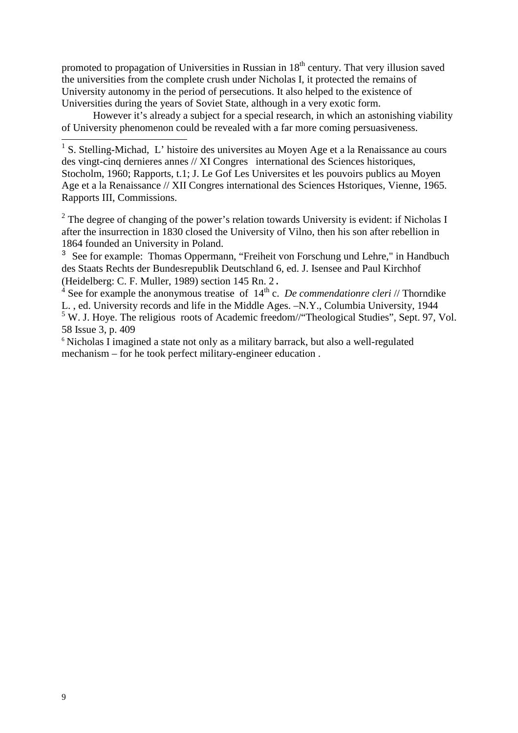promoted to propagation of Universities in Russian in 18th century. That very illusion saved the universities from the complete crush under Nicholas I, it protected the remains of University autonomy in the period of persecutions. It also helped to the existence of Universities during the years of Soviet State, although in a very exotic form.

However it's already a subject for a special research, in which an astonishing viability of University phenomenon could be revealed with a far more coming persuasiveness.

---

[1] S. Stelling-Michad, L' histoire des universites au Moyen Age et a la Renaissance au cours des vingt-cinq dernieres annes // XI Congres international des Sciences historiques, Stocholm, 1960; Rapports, t.1; J. Le Gof Les Universites et les pouvoirs publics au Moyen Age et a la Renaissance // XII Congres international des Sciences Hstoriques, Vienne, 1965. Rapports III, Commissions.

[2] The degree of changing of the power's relation towards University is evident: if Nicholas I after the insurrection in 1830 closed the University of Vilno, then his son after rebellion in 1864 founded an University in Poland.

[3] See for example: Thomas Oppermann, "Freiheit von Forschung und Lehre," in Handbuch des Staats Rechts der Bundesrepublik Deutschland 6, ed. J. Isensee and Paul Kirchhof (Heidelberg: C. F. Muller, 1989) section 145 Rn. 2 .

[4] See for example the anonymous treatise of 14th c. *De commendationre cleri* // Thorndike L. , ed. University records and life in the Middle Ages. –N.Y., Columbia University, 1944

[5] W. J. Hoye. The religious roots of Academic freedom//"Theological Studies", Sept. 97, Vol. 58 Issue 3, p. 409

[6] Nicholas I imagined a state not only as a military barrack, but also a well-regulated mechanism – for he took perfect military-engineer education .